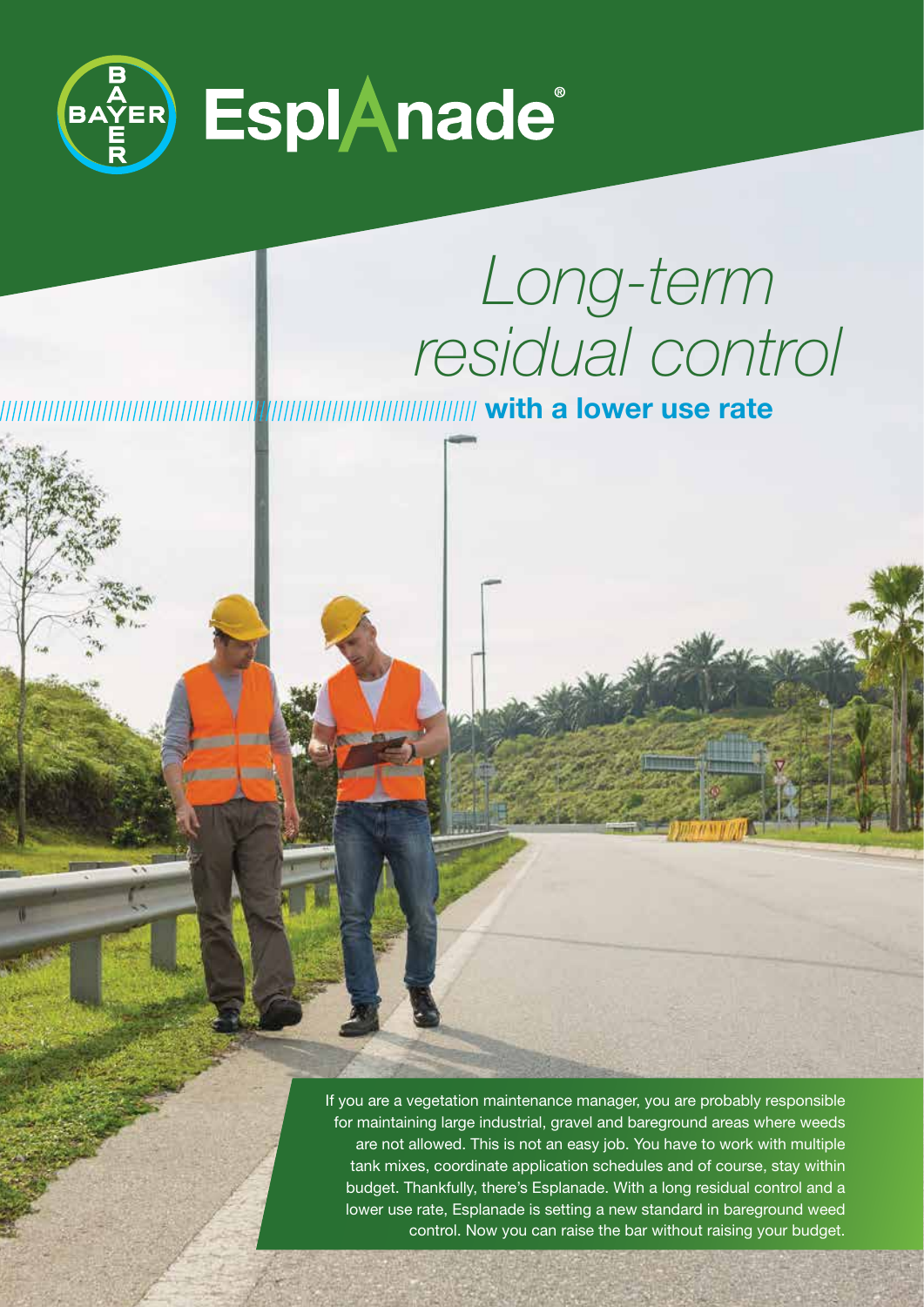# Esplanade®

## *Long-term residual control*

**with a lower use rate**

If you are a vegetation maintenance manager, you are probably responsible for maintaining large industrial, gravel and bareground areas where weeds are not allowed. This is not an easy job. You have to work with multiple tank mixes, coordinate application schedules and of course, stay within budget. Thankfully, there's Esplanade. With a long residual control and a lower use rate, Esplanade is setting a new standard in bareground weed control. Now you can raise the bar without raising your budget.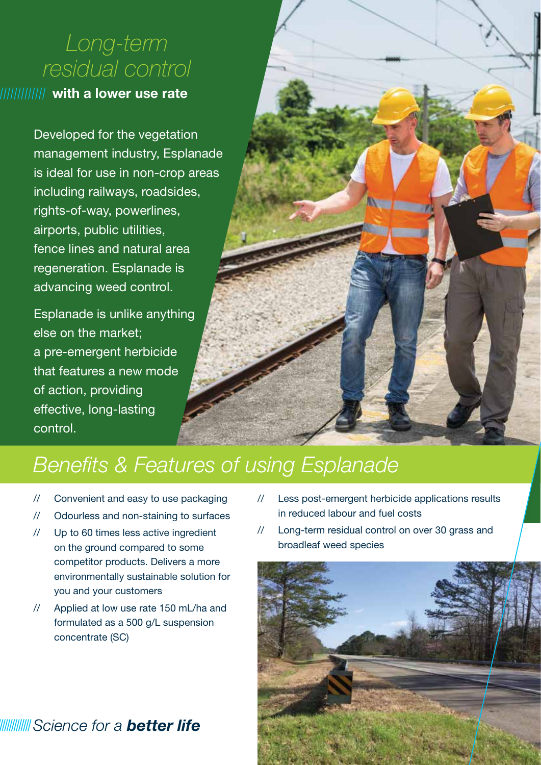# Long-term residual control

## with a lower use rate

Developed for the vegetation management industry, Esplanade is ideal for use in non-crop areas including railways, roadsides, rights-of-way, powerlines, airports, public utilities, fence lines and natural area regeneration. Esplanade is advancing weed control.

Esplanade is unlike anything else on the market; a pre-emergent herbicide that features a new mode of action, providing effective, long-lasting control.

## Benefits & Features of using Esplanade

- Convenient and easy to use packaging
- Odourless and non-staining to surfaces
- Up to 60 times less active ingredient on the ground compared to some competitor products. Delivers a more environmentally sustainable solution for you and your customers
- Applied at low use rate 150 mL/ha and formulated as a 500 g/L suspension concentrate (SC)
- Less post-emergent herbicide applications results in reduced labour and fuel costs
- Long-term residual control on over 30 grass and broadleaf weed species

*Science for a* ***better life***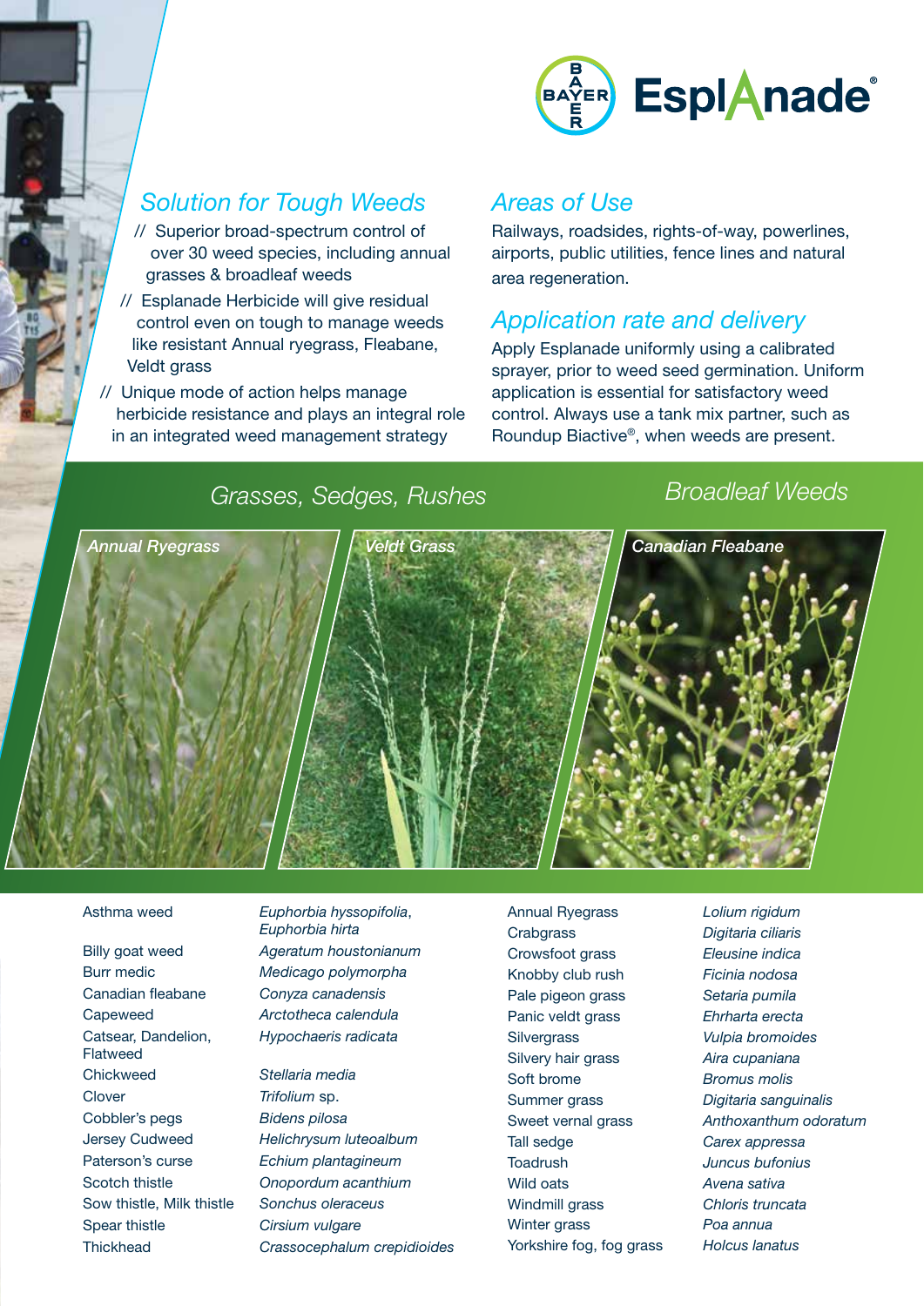# EsplAnade®

## Solution for Tough Weeds

- // Superior broad-spectrum control of over 30 weed species, including annual grasses & broadleaf weeds
- // Esplanade Herbicide will give residual control even on tough to manage weeds like resistant Annual ryegrass, Fleabane, Veldt grass
- // Unique mode of action helps manage herbicide resistance and plays an integral role in an integrated weed management strategy

## Areas of Use

Railways, roadsides, rights-of-way, powerlines, airports, public utilities, fence lines and natural area regeneration.

## Application rate and delivery

Apply Esplanade uniformly using a calibrated sprayer, prior to weed seed germination. Uniform application is essential for satisfactory weed control. Always use a tank mix partner, such as Roundup Biactive®, when weeds are present.

## Grasses, Sedges, Rushes

*Annual Ryegrass*

*Veldt Grass*

## Broadleaf Weeds

*Canadian Fleabane*

| Broadleaf Weeds | |
|---|---|
| Asthma weed | *Euphorbia hyssopifolia, Euphorbia hirta* |
| Billy goat weed | *Ageratum houstonianum* |
| Burr medic | *Medicago polymorpha* |
| Canadian fleabane | *Conyza canadensis* |
| Capeweed | *Arctotheca calendula* |
| Catsear, Dandelion, Flatweed | *Hypochaeris radicata* |
| Chickweed | *Stellaria media* |
| Clover | *Trifolium* sp. |
| Cobbler's pegs | *Bidens pilosa* |
| Jersey Cudweed | *Helichrysum luteoalbum* |
| Paterson's curse | *Echium plantagineum* |
| Scotch thistle | *Onopordum acanthium* |
| Sow thistle, Milk thistle | *Sonchus oleraceus* |
| Spear thistle | *Cirsium vulgare* |
| Thickhead | *Crassocephalum crepidioides* |

| Grasses, Sedges, Rushes | |
|---|---|
| Annual Ryegrass | *Lolium rigidum* |
| Crabgrass | *Digitaria ciliaris* |
| Crowsfoot grass | *Eleusine indica* |
| Knobby club rush | *Ficinia nodosa* |
| Pale pigeon grass | *Setaria pumila* |
| Panic veldt grass | *Ehrharta erecta* |
| Silvergrass | *Vulpia bromoides* |
| Silvery hair grass | *Aira cupaniana* |
| Soft brome | *Bromus molis* |
| Summer grass | *Digitaria sanguinalis* |
| Sweet vernal grass | *Anthoxanthum odoratum* |
| Tall sedge | *Carex appressa* |
| Toadrush | *Juncus bufonius* |
| Wild oats | *Avena sativa* |
| Windmill grass | *Chloris truncata* |
| Winter grass | *Poa annua* |
| Yorkshire fog, fog grass | *Holcus lanatus* |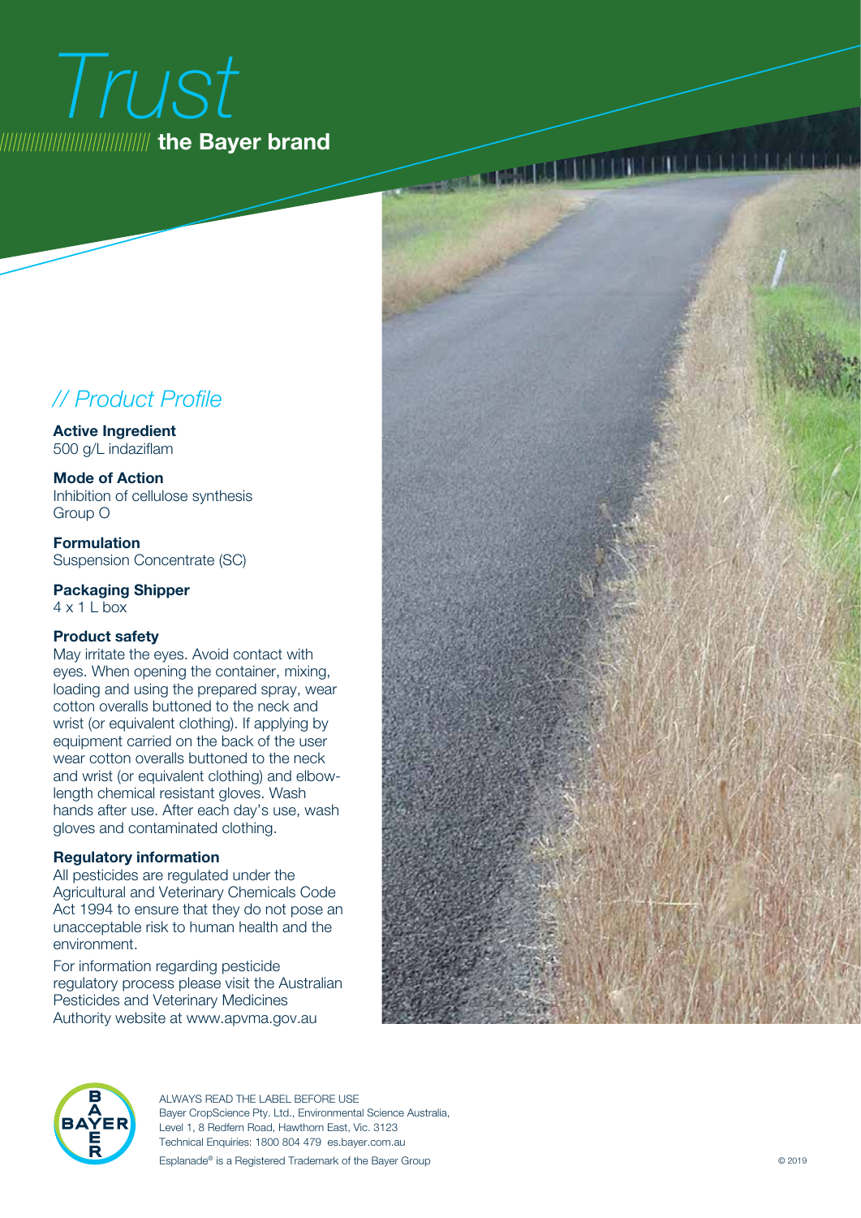# Trust

## the Bayer brand

## // Product Profile

**Active Ingredient**
500 g/L indaziflam

**Mode of Action**
Inhibition of cellulose synthesis
Group O

**Formulation**
Suspension Concentrate (SC)

**Packaging Shipper**
4 x 1 L box

**Product safety**
May irritate the eyes. Avoid contact with eyes. When opening the container, mixing, loading and using the prepared spray, wear cotton overalls buttoned to the neck and wrist (or equivalent clothing). If applying by equipment carried on the back of the user wear cotton overalls buttoned to the neck and wrist (or equivalent clothing) and elbow-length chemical resistant gloves. Wash hands after use. After each day's use, wash gloves and contaminated clothing.

**Regulatory information**
All pesticides are regulated under the Agricultural and Veterinary Chemicals Code Act 1994 to ensure that they do not pose an unacceptable risk to human health and the environment.

For information regarding pesticide regulatory process please visit the Australian Pesticides and Veterinary Medicines Authority website at www.apvma.gov.au

ALWAYS READ THE LABEL BEFORE USE
Bayer CropScience Pty. Ltd., Environmental Science Australia,
Level 1, 8 Redfern Road, Hawthorn East, Vic. 3123
Technical Enquiries: 1800 804 479 es.bayer.com.au

Esplanade® is a Registered Trademark of the Bayer Group

© 2019